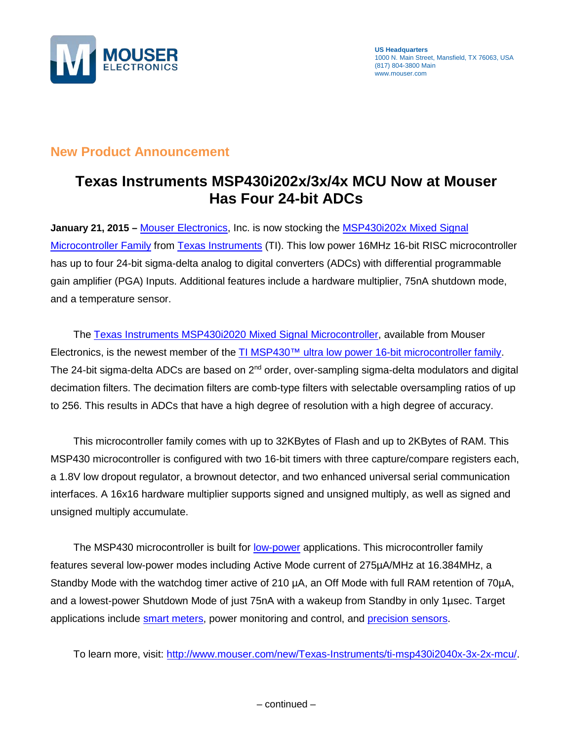MOUSER ELECTRONICS

**US Headquarters**
1000 N. Main Street, Mansfield, TX 76063, USA
(817) 804-3800 Main
www.mouser.com

## New Product Announcement

# Texas Instruments MSP430i202x/3x/4x MCU Now at Mouser Has Four 24-bit ADCs

**January 21, 2015 –** Mouser Electronics, Inc. is now stocking the MSP430i202x Mixed Signal Microcontroller Family from Texas Instruments (TI). This low power 16MHz 16-bit RISC microcontroller has up to four 24-bit sigma-delta analog to digital converters (ADCs) with differential programmable gain amplifier (PGA) Inputs. Additional features include a hardware multiplier, 75nA shutdown mode, and a temperature sensor.

The Texas Instruments MSP430i2020 Mixed Signal Microcontroller, available from Mouser Electronics, is the newest member of the TI MSP430™ ultra low power 16-bit microcontroller family. The 24-bit sigma-delta ADCs are based on 2nd order, over-sampling sigma-delta modulators and digital decimation filters. The decimation filters are comb-type filters with selectable oversampling ratios of up to 256. This results in ADCs that have a high degree of resolution with a high degree of accuracy.

This microcontroller family comes with up to 32KBytes of Flash and up to 2KBytes of RAM. This MSP430 microcontroller is configured with two 16-bit timers with three capture/compare registers each, a 1.8V low dropout regulator, a brownout detector, and two enhanced universal serial communication interfaces. A 16x16 hardware multiplier supports signed and unsigned multiply, as well as signed and unsigned multiply accumulate.

The MSP430 microcontroller is built for low-power applications. This microcontroller family features several low-power modes including Active Mode current of 275µA/MHz at 16.384MHz, a Standby Mode with the watchdog timer active of 210 µA, an Off Mode with full RAM retention of 70µA, and a lowest-power Shutdown Mode of just 75nA with a wakeup from Standby in only 1µsec. Target applications include smart meters, power monitoring and control, and precision sensors.

To learn more, visit: http://www.mouser.com/new/Texas-Instruments/ti-msp430i2040x-3x-2x-mcu/.

– continued –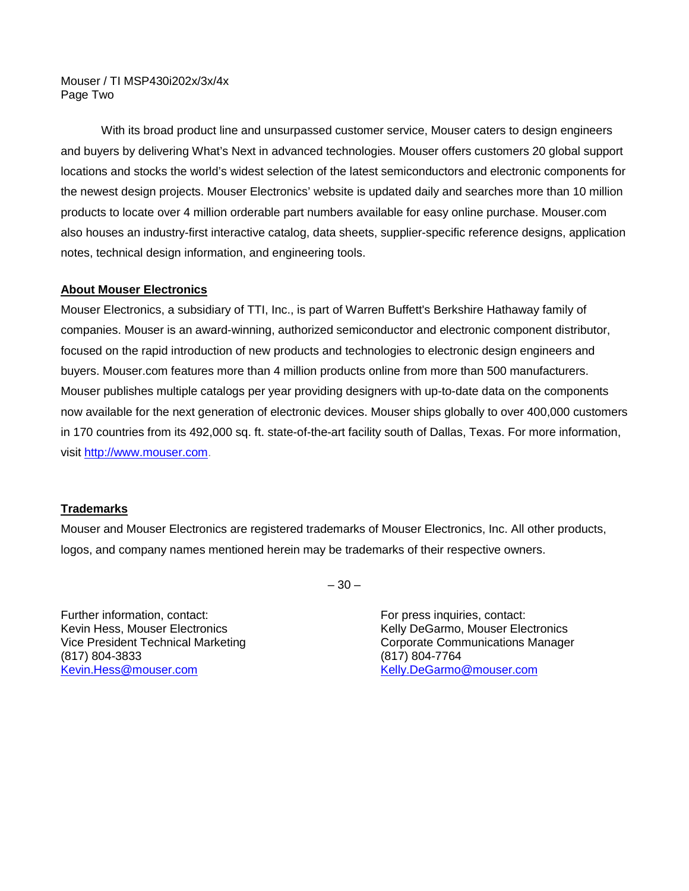With its broad product line and unsurpassed customer service, Mouser caters to design engineers and buyers by delivering What's Next in advanced technologies. Mouser offers customers 20 global support locations and stocks the world's widest selection of the latest semiconductors and electronic components for the newest design projects. Mouser Electronics' website is updated daily and searches more than 10 million products to locate over 4 million orderable part numbers available for easy online purchase. Mouser.com also houses an industry-first interactive catalog, data sheets, supplier-specific reference designs, application notes, technical design information, and engineering tools.

**About Mouser Electronics**

Mouser Electronics, a subsidiary of TTI, Inc., is part of Warren Buffett's Berkshire Hathaway family of companies. Mouser is an award-winning, authorized semiconductor and electronic component distributor, focused on the rapid introduction of new products and technologies to electronic design engineers and buyers. Mouser.com features more than 4 million products online from more than 500 manufacturers. Mouser publishes multiple catalogs per year providing designers with up-to-date data on the components now available for the next generation of electronic devices. Mouser ships globally to over 400,000 customers in 170 countries from its 492,000 sq. ft. state-of-the-art facility south of Dallas, Texas. For more information, visit http://www.mouser.com.

**Trademarks**

Mouser and Mouser Electronics are registered trademarks of Mouser Electronics, Inc. All other products, logos, and company names mentioned herein may be trademarks of their respective owners.

– 30 –

Further information, contact:
Kevin Hess, Mouser Electronics
Vice President Technical Marketing
(817) 804-3833
Kevin.Hess@mouser.com

For press inquiries, contact:
Kelly DeGarmo, Mouser Electronics
Corporate Communications Manager
(817) 804-7764
Kelly.DeGarmo@mouser.com